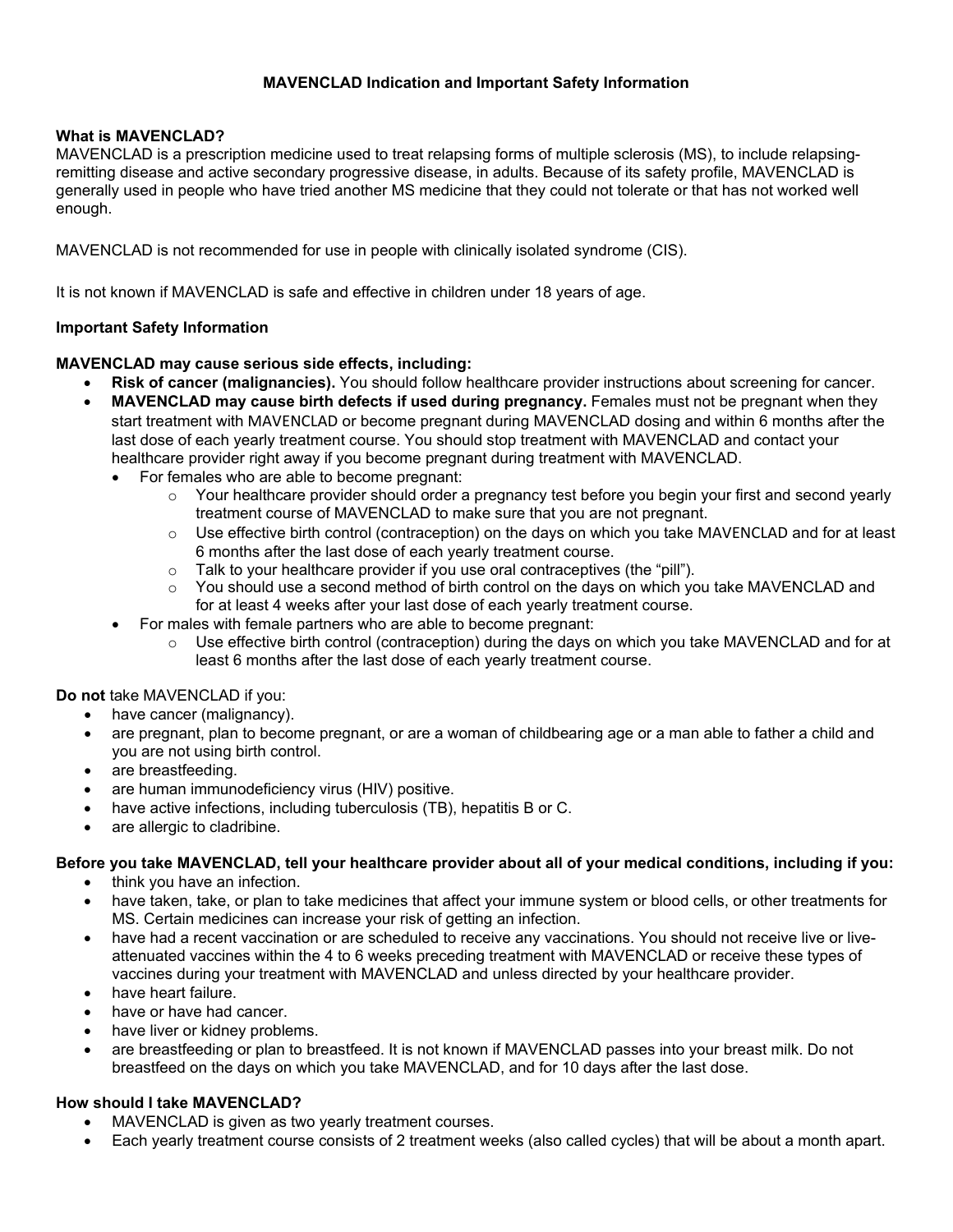# MAVENCLAD Indication and Important Safety Information

**What is MAVENCLAD?**
MAVENCLAD is a prescription medicine used to treat relapsing forms of multiple sclerosis (MS), to include relapsing-remitting disease and active secondary progressive disease, in adults. Because of its safety profile, MAVENCLAD is generally used in people who have tried another MS medicine that they could not tolerate or that has not worked well enough.

MAVENCLAD is not recommended for use in people with clinically isolated syndrome (CIS).

It is not known if MAVENCLAD is safe and effective in children under 18 years of age.

**Important Safety Information**

**MAVENCLAD may cause serious side effects, including:**

- **Risk of cancer (malignancies).** You should follow healthcare provider instructions about screening for cancer.
- **MAVENCLAD may cause birth defects if used during pregnancy.** Females must not be pregnant when they start treatment with MAVENCLAD or become pregnant during MAVENCLAD dosing and within 6 months after the last dose of each yearly treatment course. You should stop treatment with MAVENCLAD and contact your healthcare provider right away if you become pregnant during treatment with MAVENCLAD.
  - For females who are able to become pregnant:
    - Your healthcare provider should order a pregnancy test before you begin your first and second yearly treatment course of MAVENCLAD to make sure that you are not pregnant.
    - Use effective birth control (contraception) on the days on which you take MAVENCLAD and for at least 6 months after the last dose of each yearly treatment course.
    - Talk to your healthcare provider if you use oral contraceptives (the "pill").
    - You should use a second method of birth control on the days on which you take MAVENCLAD and for at least 4 weeks after your last dose of each yearly treatment course.
  - For males with female partners who are able to become pregnant:
    - Use effective birth control (contraception) during the days on which you take MAVENCLAD and for at least 6 months after the last dose of each yearly treatment course.

**Do not** take MAVENCLAD if you:

- have cancer (malignancy).
- are pregnant, plan to become pregnant, or are a woman of childbearing age or a man able to father a child and you are not using birth control.
- are breastfeeding.
- are human immunodeficiency virus (HIV) positive.
- have active infections, including tuberculosis (TB), hepatitis B or C.
- are allergic to cladribine.

**Before you take MAVENCLAD, tell your healthcare provider about all of your medical conditions, including if you:**

- think you have an infection.
- have taken, take, or plan to take medicines that affect your immune system or blood cells, or other treatments for MS. Certain medicines can increase your risk of getting an infection.
- have had a recent vaccination or are scheduled to receive any vaccinations. You should not receive live or live-attenuated vaccines within the 4 to 6 weeks preceding treatment with MAVENCLAD or receive these types of vaccines during your treatment with MAVENCLAD and unless directed by your healthcare provider.
- have heart failure.
- have or have had cancer.
- have liver or kidney problems.
- are breastfeeding or plan to breastfeed. It is not known if MAVENCLAD passes into your breast milk. Do not breastfeed on the days on which you take MAVENCLAD, and for 10 days after the last dose.

**How should I take MAVENCLAD?**

- MAVENCLAD is given as two yearly treatment courses.
- Each yearly treatment course consists of 2 treatment weeks (also called cycles) that will be about a month apart.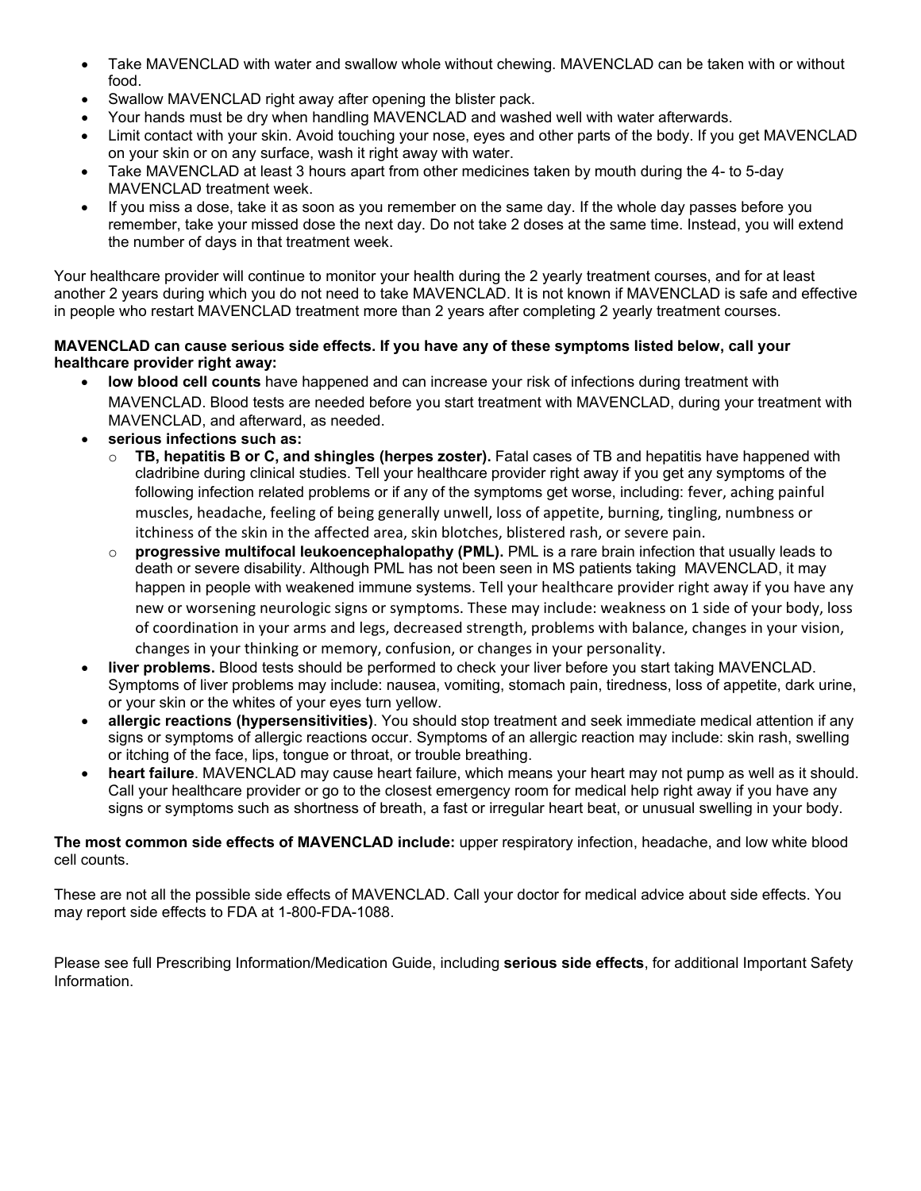- Take MAVENCLAD with water and swallow whole without chewing. MAVENCLAD can be taken with or without food.
- Swallow MAVENCLAD right away after opening the blister pack.
- Your hands must be dry when handling MAVENCLAD and washed well with water afterwards.
- Limit contact with your skin. Avoid touching your nose, eyes and other parts of the body. If you get MAVENCLAD on your skin or on any surface, wash it right away with water.
- Take MAVENCLAD at least 3 hours apart from other medicines taken by mouth during the 4- to 5-day MAVENCLAD treatment week.
- If you miss a dose, take it as soon as you remember on the same day. If the whole day passes before you remember, take your missed dose the next day. Do not take 2 doses at the same time. Instead, you will extend the number of days in that treatment week.

Your healthcare provider will continue to monitor your health during the 2 yearly treatment courses, and for at least another 2 years during which you do not need to take MAVENCLAD. It is not known if MAVENCLAD is safe and effective in people who restart MAVENCLAD treatment more than 2 years after completing 2 yearly treatment courses.

**MAVENCLAD can cause serious side effects. If you have any of these symptoms listed below, call your healthcare provider right away:**

- **low blood cell counts** have happened and can increase your risk of infections during treatment with MAVENCLAD. Blood tests are needed before you start treatment with MAVENCLAD, during your treatment with MAVENCLAD, and afterward, as needed.
- **serious infections such as:**
  - **TB, hepatitis B or C, and shingles (herpes zoster).** Fatal cases of TB and hepatitis have happened with cladribine during clinical studies. Tell your healthcare provider right away if you get any symptoms of the following infection related problems or if any of the symptoms get worse, including: fever, aching painful muscles, headache, feeling of being generally unwell, loss of appetite, burning, tingling, numbness or itchiness of the skin in the affected area, skin blotches, blistered rash, or severe pain.
  - **progressive multifocal leukoencephalopathy (PML).** PML is a rare brain infection that usually leads to death or severe disability. Although PML has not been seen in MS patients taking MAVENCLAD, it may happen in people with weakened immune systems. Tell your healthcare provider right away if you have any new or worsening neurologic signs or symptoms. These may include: weakness on 1 side of your body, loss of coordination in your arms and legs, decreased strength, problems with balance, changes in your vision, changes in your thinking or memory, confusion, or changes in your personality.
- **liver problems.** Blood tests should be performed to check your liver before you start taking MAVENCLAD. Symptoms of liver problems may include: nausea, vomiting, stomach pain, tiredness, loss of appetite, dark urine, or your skin or the whites of your eyes turn yellow.
- **allergic reactions (hypersensitivities)**. You should stop treatment and seek immediate medical attention if any signs or symptoms of allergic reactions occur. Symptoms of an allergic reaction may include: skin rash, swelling or itching of the face, lips, tongue or throat, or trouble breathing.
- **heart failure**. MAVENCLAD may cause heart failure, which means your heart may not pump as well as it should. Call your healthcare provider or go to the closest emergency room for medical help right away if you have any signs or symptoms such as shortness of breath, a fast or irregular heart beat, or unusual swelling in your body.

**The most common side effects of MAVENCLAD include:** upper respiratory infection, headache, and low white blood cell counts.

These are not all the possible side effects of MAVENCLAD. Call your doctor for medical advice about side effects. You may report side effects to FDA at 1-800-FDA-1088.

Please see full Prescribing Information/Medication Guide, including **serious side effects**, for additional Important Safety Information.